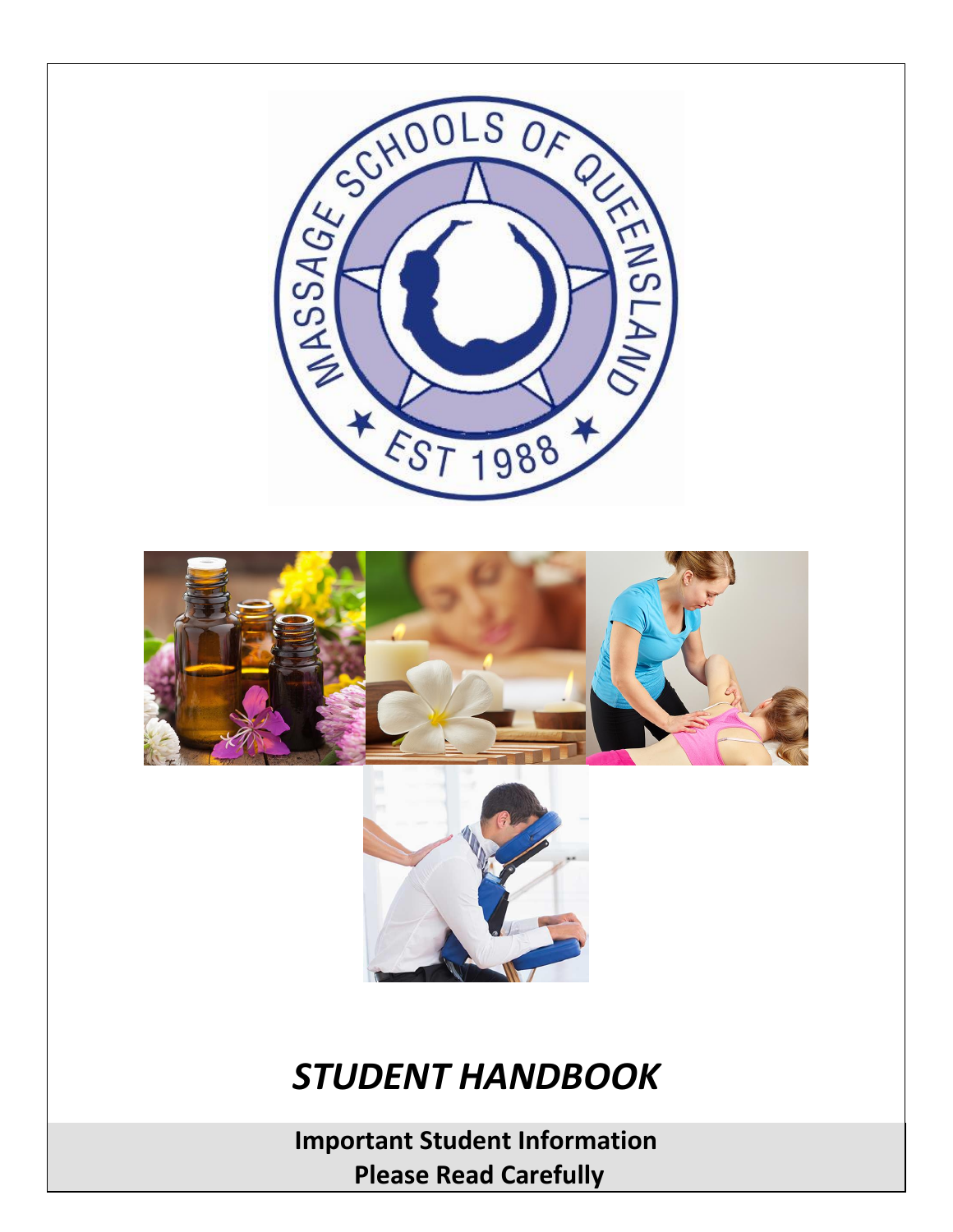# *STUDENT HANDBOOK*

**Important Student Information**
**Please Read Carefully**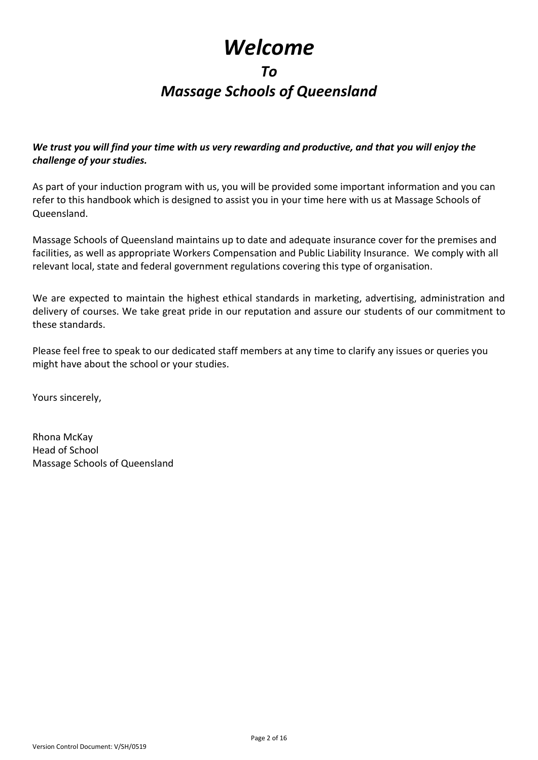# *Welcome*

## *To*

## *Massage Schools of Queensland*

***We trust you will find your time with us very rewarding and productive, and that you will enjoy the challenge of your studies.***

As part of your induction program with us, you will be provided some important information and you can refer to this handbook which is designed to assist you in your time here with us at Massage Schools of Queensland.

Massage Schools of Queensland maintains up to date and adequate insurance cover for the premises and facilities, as well as appropriate Workers Compensation and Public Liability Insurance. We comply with all relevant local, state and federal government regulations covering this type of organisation.

We are expected to maintain the highest ethical standards in marketing, advertising, administration and delivery of courses. We take great pride in our reputation and assure our students of our commitment to these standards.

Please feel free to speak to our dedicated staff members at any time to clarify any issues or queries you might have about the school or your studies.

Yours sincerely,

Rhona McKay
Head of School
Massage Schools of Queensland

Version Control Document: V/SH/0519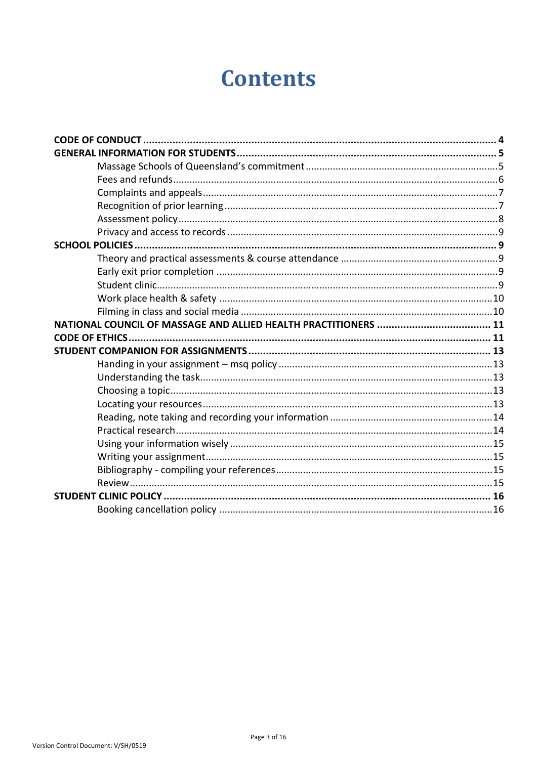# Contents

- **CODE OF CONDUCT** ..... **4**
- **GENERAL INFORMATION FOR STUDENTS** ..... **5**
  - Massage Schools of Queensland's commitment ..... 5
  - Fees and refunds ..... 6
  - Complaints and appeals ..... 7
  - Recognition of prior learning ..... 7
  - Assessment policy ..... 8
  - Privacy and access to records ..... 9
- **SCHOOL POLICIES** ..... **9**
  - Theory and practical assessments & course attendance ..... 9
  - Early exit prior completion ..... 9
  - Student clinic ..... 9
  - Work place health & safety ..... 10
  - Filming in class and social media ..... 10
- **NATIONAL COUNCIL OF MASSAGE AND ALLIED HEALTH PRACTITIONERS** ..... **11**
- **CODE OF ETHICS** ..... **11**
- **STUDENT COMPANION FOR ASSIGNMENTS** ..... **13**
  - Handing in your assignment – msq policy ..... 13
  - Understanding the task ..... 13
  - Choosing a topic ..... 13
  - Locating your resources ..... 13
  - Reading, note taking and recording your information ..... 14
  - Practical research ..... 14
  - Using your information wisely ..... 15
  - Writing your assignment ..... 15
  - Bibliography - compiling your references ..... 15
  - Review ..... 15
- **STUDENT CLINIC POLICY** ..... **16**
  - Booking cancellation policy ..... 16

Version Control Document: V/SH/0519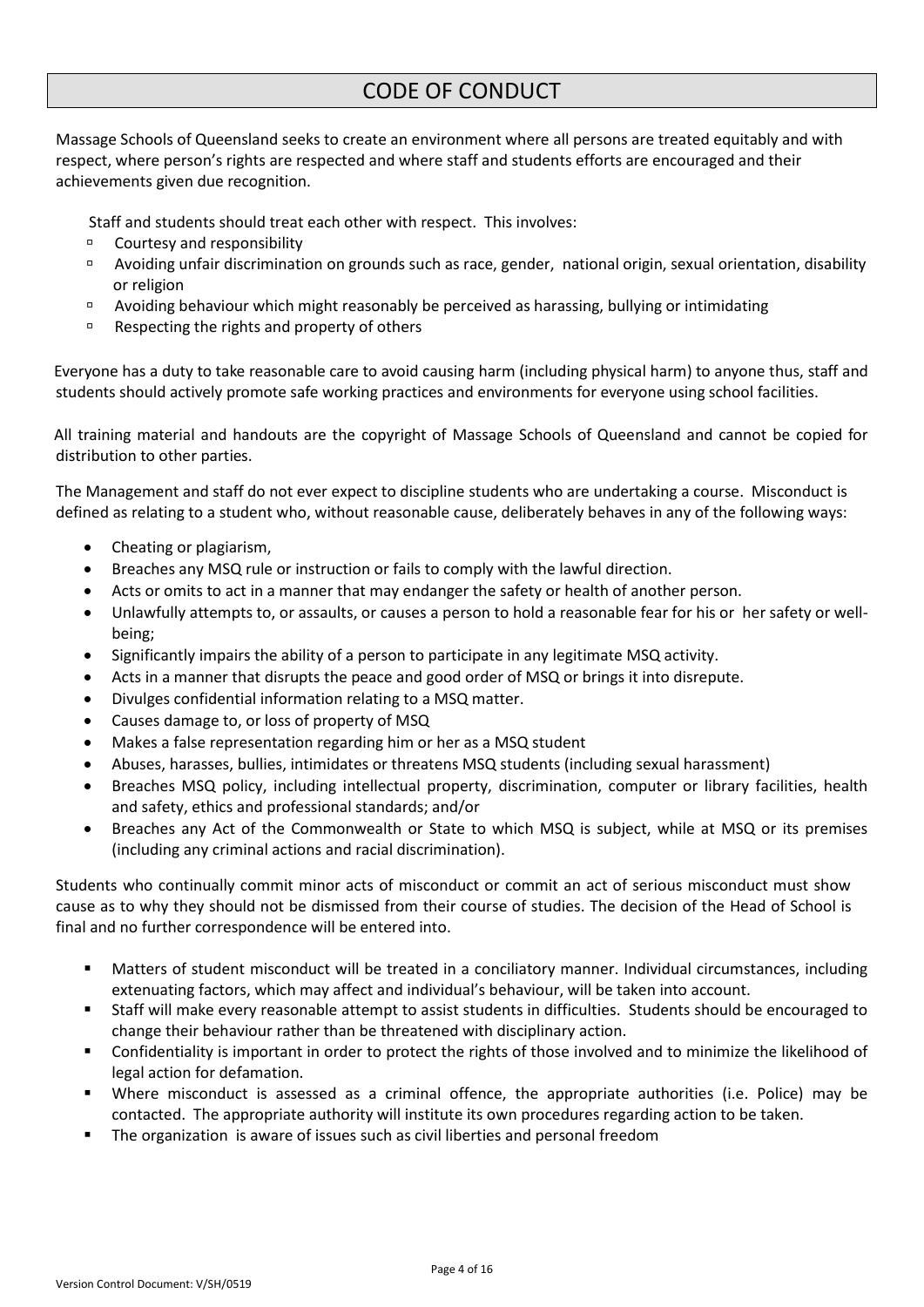# CODE OF CONDUCT

Massage Schools of Queensland seeks to create an environment where all persons are treated equitably and with respect, where person's rights are respected and where staff and students efforts are encouraged and their achievements given due recognition.

Staff and students should treat each other with respect. This involves:

- Courtesy and responsibility
- Avoiding unfair discrimination on grounds such as race, gender, national origin, sexual orientation, disability or religion
- Avoiding behaviour which might reasonably be perceived as harassing, bullying or intimidating
- Respecting the rights and property of others

Everyone has a duty to take reasonable care to avoid causing harm (including physical harm) to anyone thus, staff and students should actively promote safe working practices and environments for everyone using school facilities.

All training material and handouts are the copyright of Massage Schools of Queensland and cannot be copied for distribution to other parties.

The Management and staff do not ever expect to discipline students who are undertaking a course. Misconduct is defined as relating to a student who, without reasonable cause, deliberately behaves in any of the following ways:

- Cheating or plagiarism,
- Breaches any MSQ rule or instruction or fails to comply with the lawful direction.
- Acts or omits to act in a manner that may endanger the safety or health of another person.
- Unlawfully attempts to, or assaults, or causes a person to hold a reasonable fear for his or her safety or well-being;
- Significantly impairs the ability of a person to participate in any legitimate MSQ activity.
- Acts in a manner that disrupts the peace and good order of MSQ or brings it into disrepute.
- Divulges confidential information relating to a MSQ matter.
- Causes damage to, or loss of property of MSQ
- Makes a false representation regarding him or her as a MSQ student
- Abuses, harasses, bullies, intimidates or threatens MSQ students (including sexual harassment)
- Breaches MSQ policy, including intellectual property, discrimination, computer or library facilities, health and safety, ethics and professional standards; and/or
- Breaches any Act of the Commonwealth or State to which MSQ is subject, while at MSQ or its premises (including any criminal actions and racial discrimination).

Students who continually commit minor acts of misconduct or commit an act of serious misconduct must show cause as to why they should not be dismissed from their course of studies. The decision of the Head of School is final and no further correspondence will be entered into.

- Matters of student misconduct will be treated in a conciliatory manner. Individual circumstances, including extenuating factors, which may affect and individual's behaviour, will be taken into account.
- Staff will make every reasonable attempt to assist students in difficulties. Students should be encouraged to change their behaviour rather than be threatened with disciplinary action.
- Confidentiality is important in order to protect the rights of those involved and to minimize the likelihood of legal action for defamation.
- Where misconduct is assessed as a criminal offence, the appropriate authorities (i.e. Police) may be contacted. The appropriate authority will institute its own procedures regarding action to be taken.
- The organization is aware of issues such as civil liberties and personal freedom

Version Control Document: V/SH/0519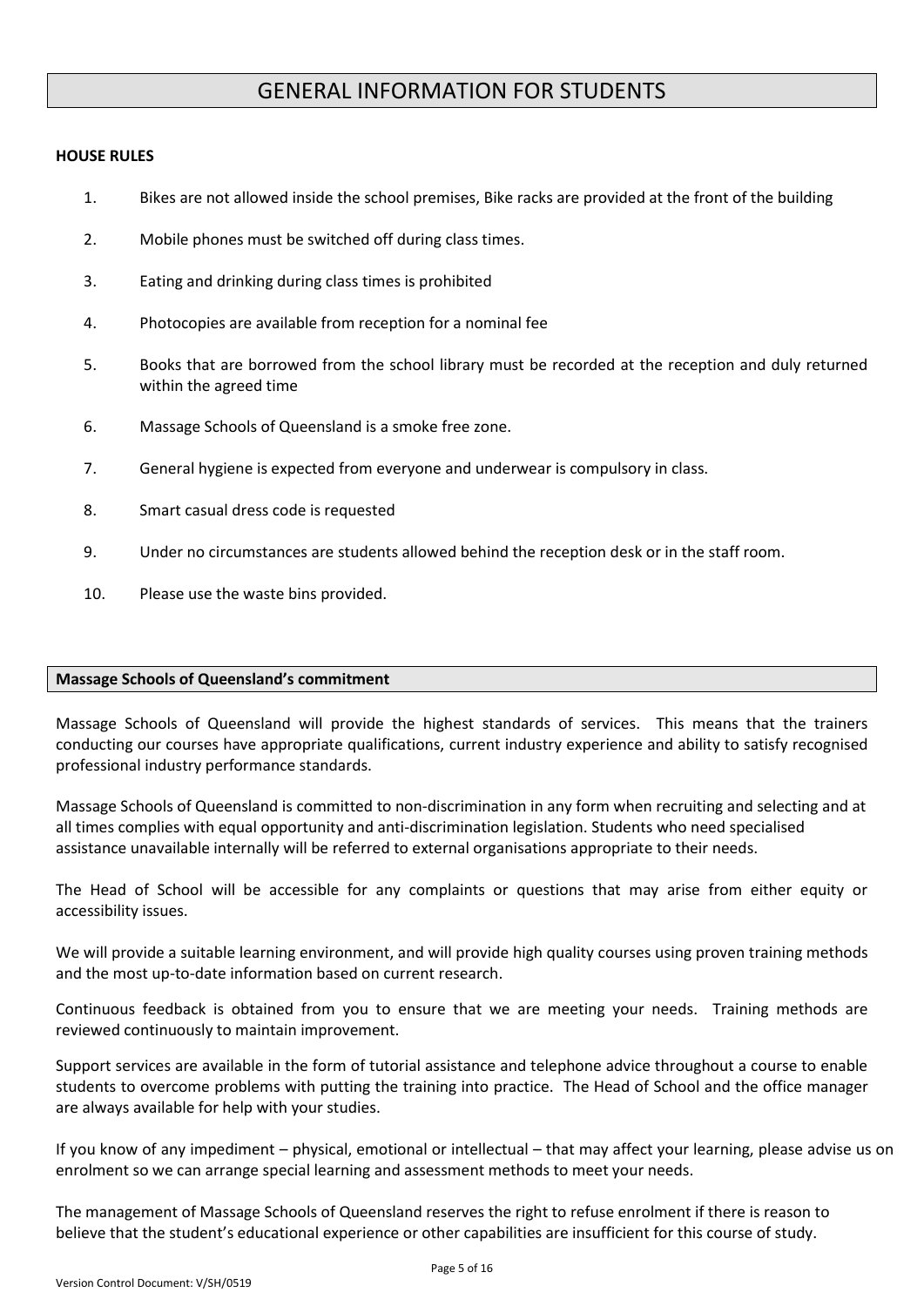# GENERAL INFORMATION FOR STUDENTS

**HOUSE RULES**

1. Bikes are not allowed inside the school premises, Bike racks are provided at the front of the building
2. Mobile phones must be switched off during class times.
3. Eating and drinking during class times is prohibited
4. Photocopies are available from reception for a nominal fee
5. Books that are borrowed from the school library must be recorded at the reception and duly returned within the agreed time
6. Massage Schools of Queensland is a smoke free zone.
7. General hygiene is expected from everyone and underwear is compulsory in class.
8. Smart casual dress code is requested
9. Under no circumstances are students allowed behind the reception desk or in the staff room.
10. Please use the waste bins provided.

## Massage Schools of Queensland's commitment

Massage Schools of Queensland will provide the highest standards of services. This means that the trainers conducting our courses have appropriate qualifications, current industry experience and ability to satisfy recognised professional industry performance standards.

Massage Schools of Queensland is committed to non-discrimination in any form when recruiting and selecting and at all times complies with equal opportunity and anti-discrimination legislation. Students who need specialised assistance unavailable internally will be referred to external organisations appropriate to their needs.

The Head of School will be accessible for any complaints or questions that may arise from either equity or accessibility issues.

We will provide a suitable learning environment, and will provide high quality courses using proven training methods and the most up-to-date information based on current research.

Continuous feedback is obtained from you to ensure that we are meeting your needs. Training methods are reviewed continuously to maintain improvement.

Support services are available in the form of tutorial assistance and telephone advice throughout a course to enable students to overcome problems with putting the training into practice. The Head of School and the office manager are always available for help with your studies.

If you know of any impediment – physical, emotional or intellectual – that may affect your learning, please advise us on enrolment so we can arrange special learning and assessment methods to meet your needs.

The management of Massage Schools of Queensland reserves the right to refuse enrolment if there is reason to believe that the student's educational experience or other capabilities are insufficient for this course of study.

Version Control Document: V/SH/0519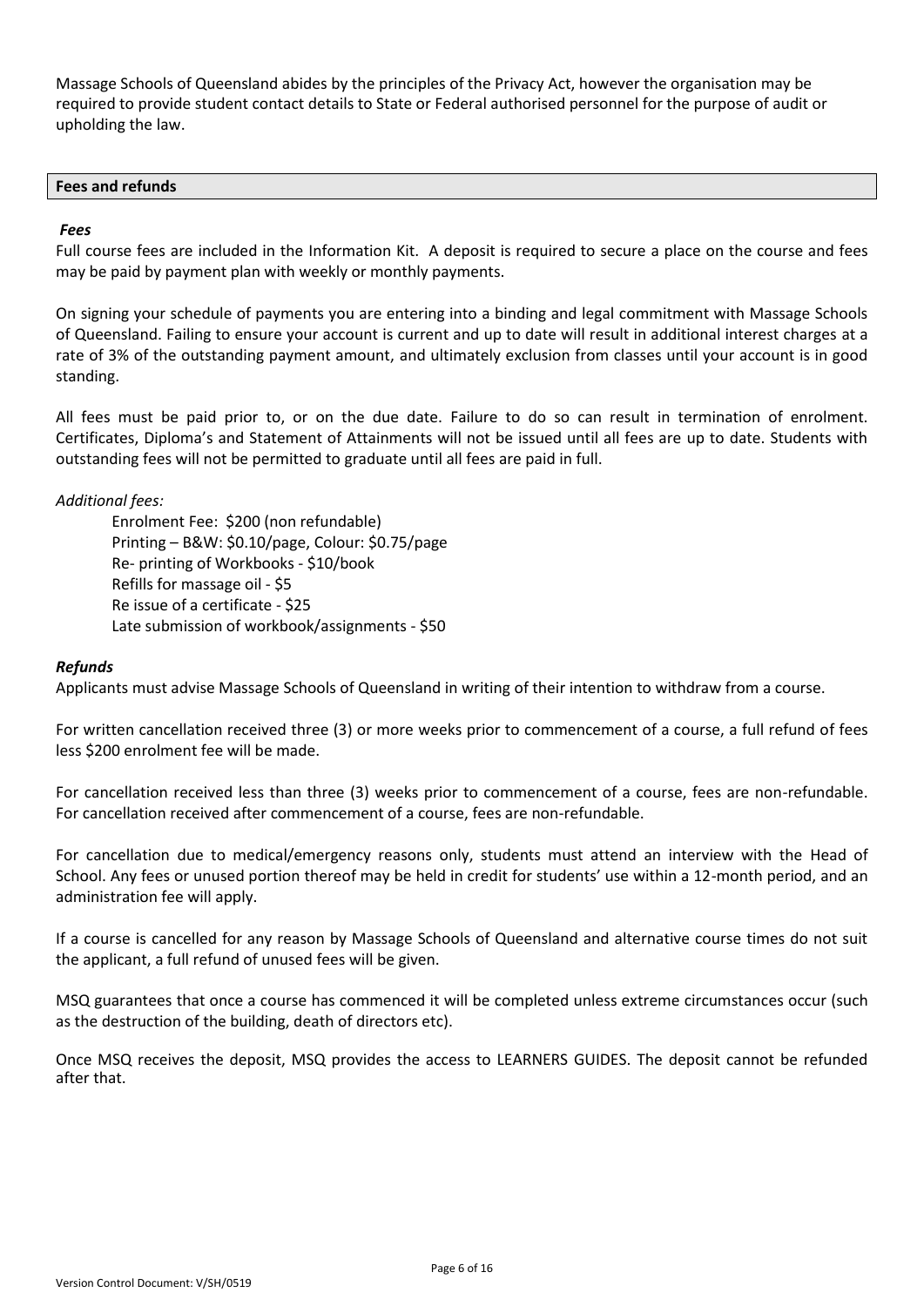Massage Schools of Queensland abides by the principles of the Privacy Act, however the organisation may be required to provide student contact details to State or Federal authorised personnel for the purpose of audit or upholding the law.

## Fees and refunds

### *Fees*

Full course fees are included in the Information Kit. A deposit is required to secure a place on the course and fees may be paid by payment plan with weekly or monthly payments.

On signing your schedule of payments you are entering into a binding and legal commitment with Massage Schools of Queensland. Failing to ensure your account is current and up to date will result in additional interest charges at a rate of 3% of the outstanding payment amount, and ultimately exclusion from classes until your account is in good standing.

All fees must be paid prior to, or on the due date. Failure to do so can result in termination of enrolment. Certificates, Diploma's and Statement of Attainments will not be issued until all fees are up to date. Students with outstanding fees will not be permitted to graduate until all fees are paid in full.

*Additional fees:*

Enrolment Fee: $200 (non refundable)
Printing – B&W: $0.10/page, Colour: $0.75/page
Re- printing of Workbooks - $10/book
Refills for massage oil - $5
Re issue of a certificate - $25
Late submission of workbook/assignments - $50

### *Refunds*

Applicants must advise Massage Schools of Queensland in writing of their intention to withdraw from a course.

For written cancellation received three (3) or more weeks prior to commencement of a course, a full refund of fees less $200 enrolment fee will be made.

For cancellation received less than three (3) weeks prior to commencement of a course, fees are non-refundable. For cancellation received after commencement of a course, fees are non-refundable.

For cancellation due to medical/emergency reasons only, students must attend an interview with the Head of School. Any fees or unused portion thereof may be held in credit for students' use within a 12-month period, and an administration fee will apply.

If a course is cancelled for any reason by Massage Schools of Queensland and alternative course times do not suit the applicant, a full refund of unused fees will be given.

MSQ guarantees that once a course has commenced it will be completed unless extreme circumstances occur (such as the destruction of the building, death of directors etc).

Once MSQ receives the deposit, MSQ provides the access to LEARNERS GUIDES. The deposit cannot be refunded after that.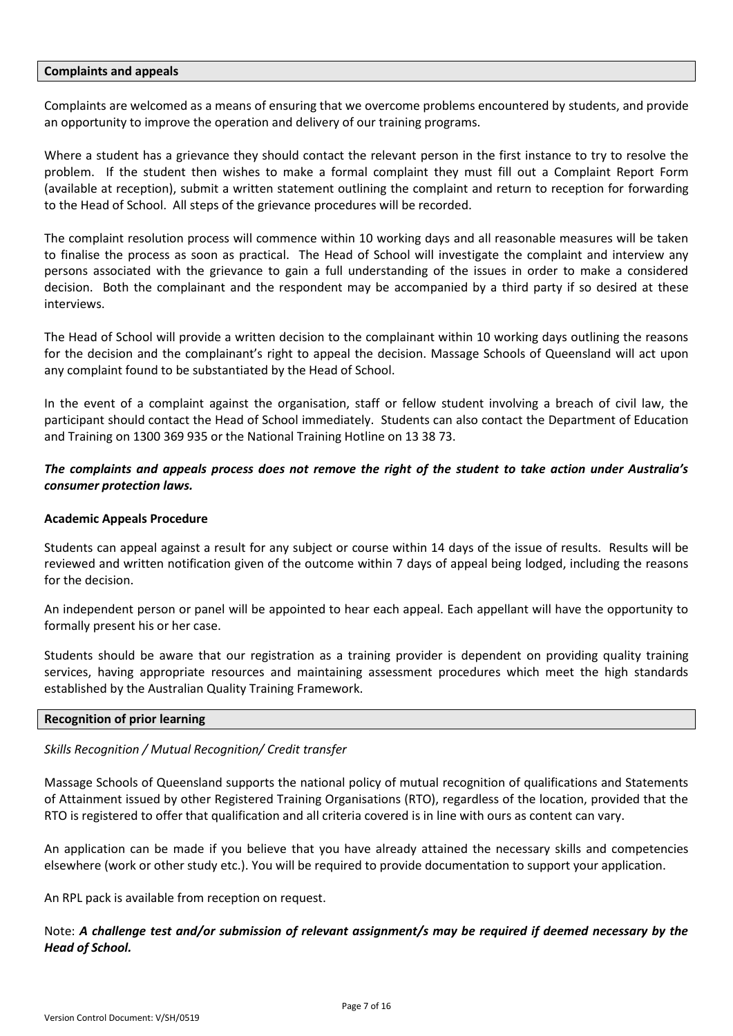## Complaints and appeals

Complaints are welcomed as a means of ensuring that we overcome problems encountered by students, and provide an opportunity to improve the operation and delivery of our training programs.

Where a student has a grievance they should contact the relevant person in the first instance to try to resolve the problem. If the student then wishes to make a formal complaint they must fill out a Complaint Report Form (available at reception), submit a written statement outlining the complaint and return to reception for forwarding to the Head of School. All steps of the grievance procedures will be recorded.

The complaint resolution process will commence within 10 working days and all reasonable measures will be taken to finalise the process as soon as practical. The Head of School will investigate the complaint and interview any persons associated with the grievance to gain a full understanding of the issues in order to make a considered decision. Both the complainant and the respondent may be accompanied by a third party if so desired at these interviews.

The Head of School will provide a written decision to the complainant within 10 working days outlining the reasons for the decision and the complainant's right to appeal the decision. Massage Schools of Queensland will act upon any complaint found to be substantiated by the Head of School.

In the event of a complaint against the organisation, staff or fellow student involving a breach of civil law, the participant should contact the Head of School immediately. Students can also contact the Department of Education and Training on 1300 369 935 or the National Training Hotline on 13 38 73.

***The complaints and appeals process does not remove the right of the student to take action under Australia's consumer protection laws.***

### Academic Appeals Procedure

Students can appeal against a result for any subject or course within 14 days of the issue of results. Results will be reviewed and written notification given of the outcome within 7 days of appeal being lodged, including the reasons for the decision.

An independent person or panel will be appointed to hear each appeal. Each appellant will have the opportunity to formally present his or her case.

Students should be aware that our registration as a training provider is dependent on providing quality training services, having appropriate resources and maintaining assessment procedures which meet the high standards established by the Australian Quality Training Framework.

## Recognition of prior learning

*Skills Recognition / Mutual Recognition/ Credit transfer*

Massage Schools of Queensland supports the national policy of mutual recognition of qualifications and Statements of Attainment issued by other Registered Training Organisations (RTO), regardless of the location, provided that the RTO is registered to offer that qualification and all criteria covered is in line with ours as content can vary.

An application can be made if you believe that you have already attained the necessary skills and competencies elsewhere (work or other study etc.). You will be required to provide documentation to support your application.

An RPL pack is available from reception on request.

Note: ***A challenge test and/or submission of relevant assignment/s may be required if deemed necessary by the Head of School.***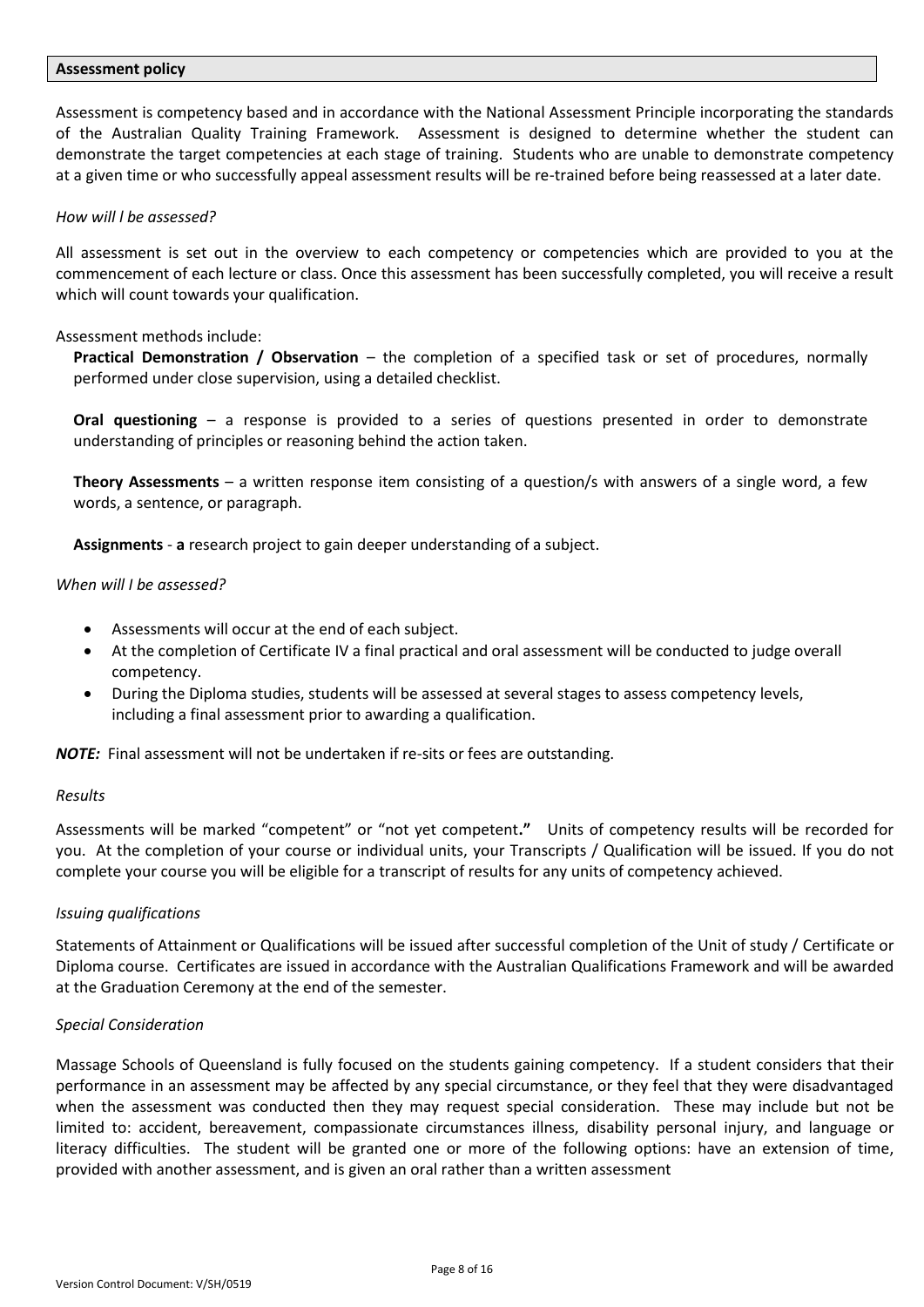## Assessment policy

Assessment is competency based and in accordance with the National Assessment Principle incorporating the standards of the Australian Quality Training Framework. Assessment is designed to determine whether the student can demonstrate the target competencies at each stage of training. Students who are unable to demonstrate competency at a given time or who successfully appeal assessment results will be re-trained before being reassessed at a later date.

*How will l be assessed?*

All assessment is set out in the overview to each competency or competencies which are provided to you at the commencement of each lecture or class. Once this assessment has been successfully completed, you will receive a result which will count towards your qualification.

Assessment methods include:

**Practical Demonstration / Observation** – the completion of a specified task or set of procedures, normally performed under close supervision, using a detailed checklist.

**Oral questioning** – a response is provided to a series of questions presented in order to demonstrate understanding of principles or reasoning behind the action taken.

**Theory Assessments** – a written response item consisting of a question/s with answers of a single word, a few words, a sentence, or paragraph.

**Assignments** - **a** research project to gain deeper understanding of a subject.

*When will I be assessed?*

- Assessments will occur at the end of each subject.
- At the completion of Certificate IV a final practical and oral assessment will be conducted to judge overall competency.
- During the Diploma studies, students will be assessed at several stages to assess competency levels, including a final assessment prior to awarding a qualification.

***NOTE:*** Final assessment will not be undertaken if re-sits or fees are outstanding.

*Results*

Assessments will be marked "competent" or "not yet competent**."** Units of competency results will be recorded for you. At the completion of your course or individual units, your Transcripts / Qualification will be issued. If you do not complete your course you will be eligible for a transcript of results for any units of competency achieved.

*Issuing qualifications*

Statements of Attainment or Qualifications will be issued after successful completion of the Unit of study / Certificate or Diploma course. Certificates are issued in accordance with the Australian Qualifications Framework and will be awarded at the Graduation Ceremony at the end of the semester.

*Special Consideration*

Massage Schools of Queensland is fully focused on the students gaining competency. If a student considers that their performance in an assessment may be affected by any special circumstance, or they feel that they were disadvantaged when the assessment was conducted then they may request special consideration. These may include but not be limited to: accident, bereavement, compassionate circumstances illness, disability personal injury, and language or literacy difficulties. The student will be granted one or more of the following options: have an extension of time, provided with another assessment, and is given an oral rather than a written assessment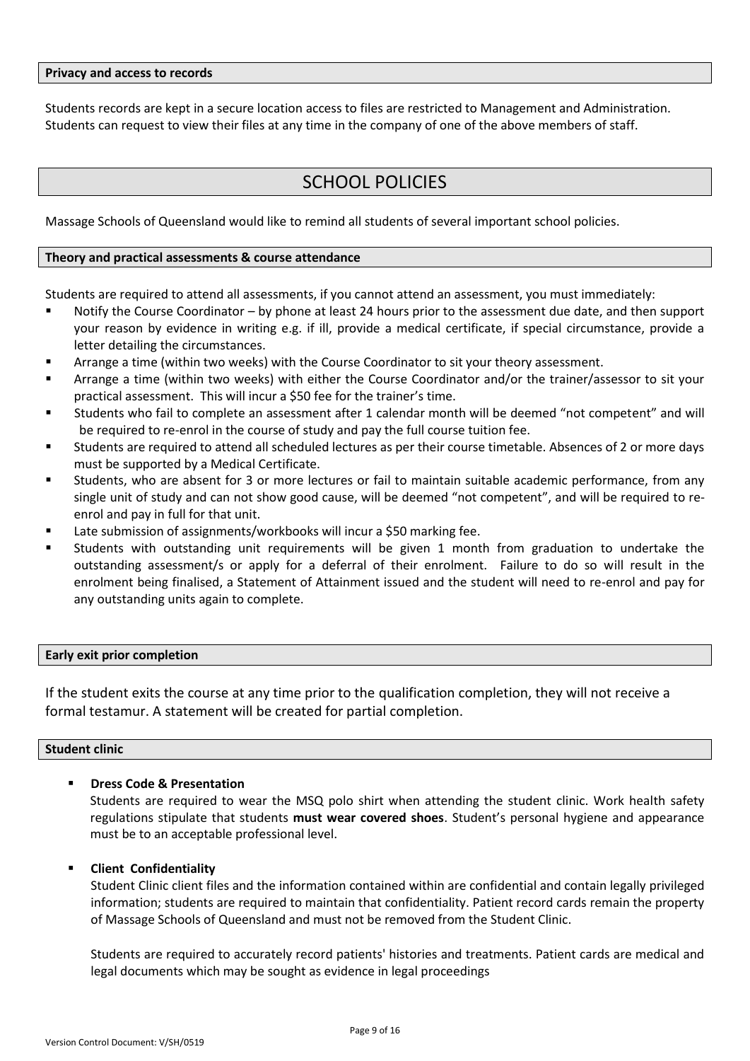#### Privacy and access to records

Students records are kept in a secure location access to files are restricted to Management and Administration. Students can request to view their files at any time in the company of one of the above members of staff.

# SCHOOL POLICIES

Massage Schools of Queensland would like to remind all students of several important school policies.

#### Theory and practical assessments & course attendance

Students are required to attend all assessments, if you cannot attend an assessment, you must immediately:

- Notify the Course Coordinator – by phone at least 24 hours prior to the assessment due date, and then support your reason by evidence in writing e.g. if ill, provide a medical certificate, if special circumstance, provide a letter detailing the circumstances.
- Arrange a time (within two weeks) with the Course Coordinator to sit your theory assessment.
- Arrange a time (within two weeks) with either the Course Coordinator and/or the trainer/assessor to sit your practical assessment. This will incur a $50 fee for the trainer's time.
- Students who fail to complete an assessment after 1 calendar month will be deemed "not competent" and will be required to re-enrol in the course of study and pay the full course tuition fee.
- Students are required to attend all scheduled lectures as per their course timetable. Absences of 2 or more days must be supported by a Medical Certificate.
- Students, who are absent for 3 or more lectures or fail to maintain suitable academic performance, from any single unit of study and can not show good cause, will be deemed "not competent", and will be required to re-enrol and pay in full for that unit.
- Late submission of assignments/workbooks will incur a $50 marking fee.
- Students with outstanding unit requirements will be given 1 month from graduation to undertake the outstanding assessment/s or apply for a deferral of their enrolment. Failure to do so will result in the enrolment being finalised, a Statement of Attainment issued and the student will need to re-enrol and pay for any outstanding units again to complete.

#### Early exit prior completion

If the student exits the course at any time prior to the qualification completion, they will not receive a formal testamur. A statement will be created for partial completion.

#### Student clinic

- **Dress Code & Presentation**

  Students are required to wear the MSQ polo shirt when attending the student clinic. Work health safety regulations stipulate that students **must wear covered shoes**. Student's personal hygiene and appearance must be to an acceptable professional level.

- **Client Confidentiality**

  Student Clinic client files and the information contained within are confidential and contain legally privileged information; students are required to maintain that confidentiality. Patient record cards remain the property of Massage Schools of Queensland and must not be removed from the Student Clinic.

  Students are required to accurately record patients' histories and treatments. Patient cards are medical and legal documents which may be sought as evidence in legal proceedings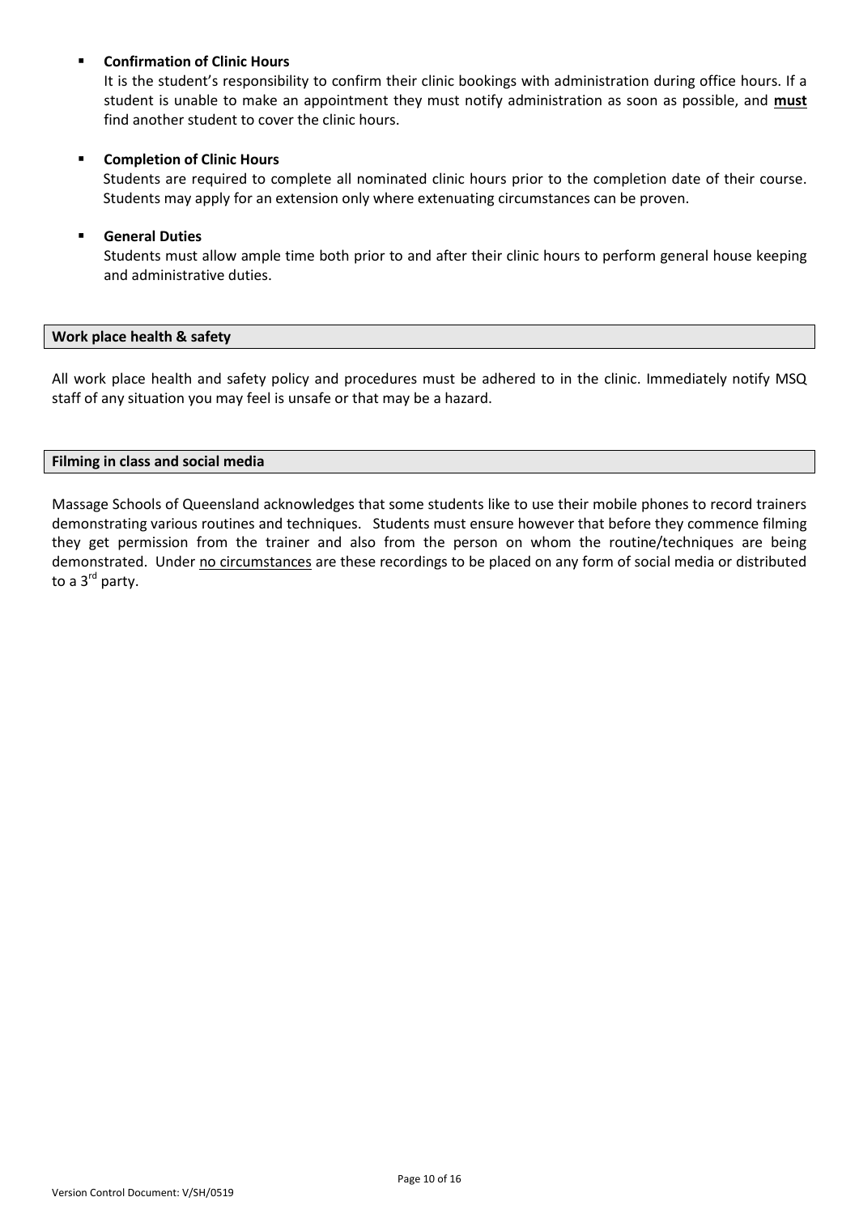- **Confirmation of Clinic Hours**
  It is the student's responsibility to confirm their clinic bookings with administration during office hours. If a student is unable to make an appointment they must notify administration as soon as possible, and **must** find another student to cover the clinic hours.

- **Completion of Clinic Hours**
  Students are required to complete all nominated clinic hours prior to the completion date of their course. Students may apply for an extension only where extenuating circumstances can be proven.

- **General Duties**
  Students must allow ample time both prior to and after their clinic hours to perform general house keeping and administrative duties.

## Work place health & safety

All work place health and safety policy and procedures must be adhered to in the clinic. Immediately notify MSQ staff of any situation you may feel is unsafe or that may be a hazard.

## Filming in class and social media

Massage Schools of Queensland acknowledges that some students like to use their mobile phones to record trainers demonstrating various routines and techniques. Students must ensure however that before they commence filming they get permission from the trainer and also from the person on whom the routine/techniques are being demonstrated. Under no circumstances are these recordings to be placed on any form of social media or distributed to a 3rd party.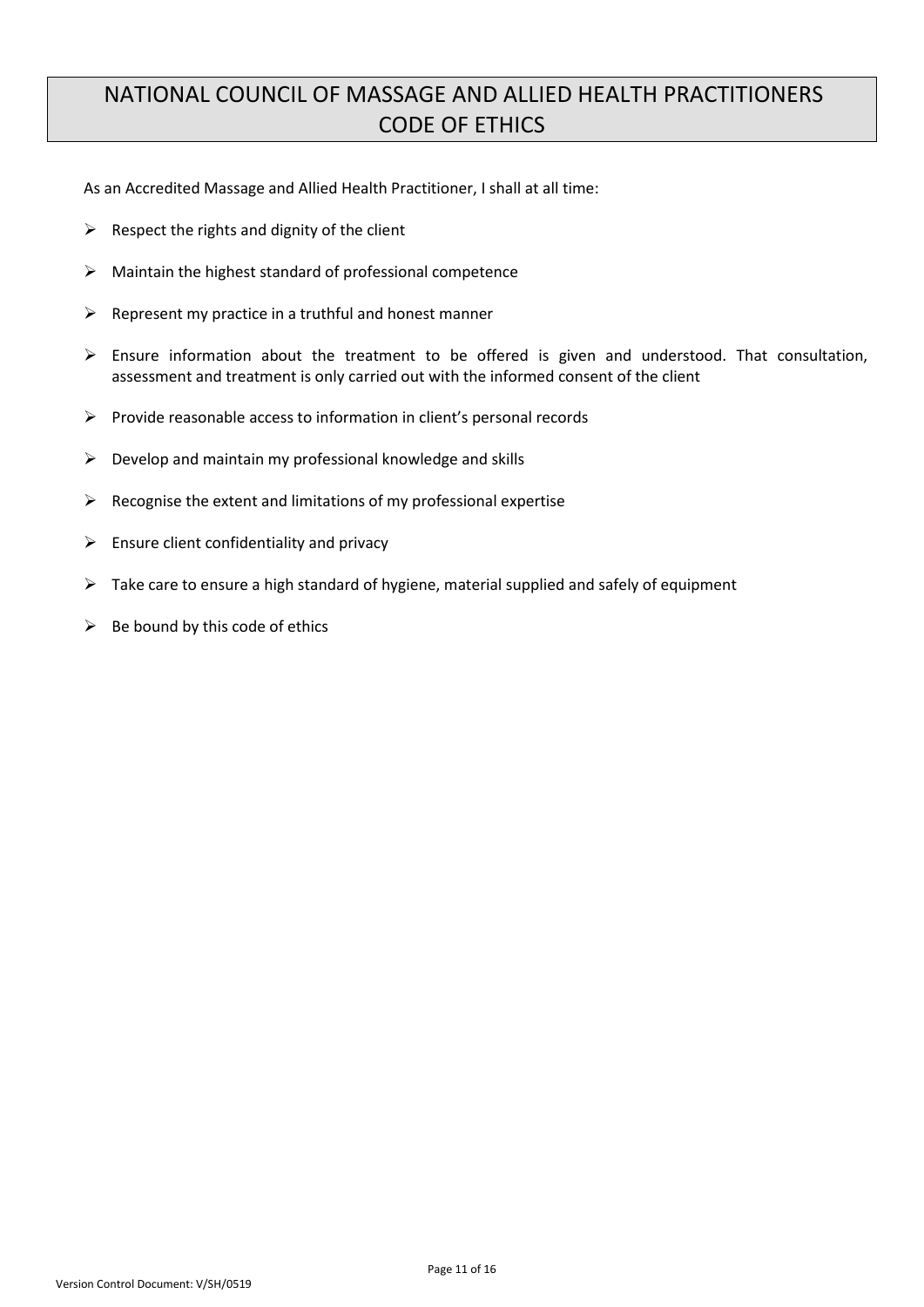# NATIONAL COUNCIL OF MASSAGE AND ALLIED HEALTH PRACTITIONERS CODE OF ETHICS

As an Accredited Massage and Allied Health Practitioner, I shall at all time:

- Respect the rights and dignity of the client
- Maintain the highest standard of professional competence
- Represent my practice in a truthful and honest manner
- Ensure information about the treatment to be offered is given and understood. That consultation, assessment and treatment is only carried out with the informed consent of the client
- Provide reasonable access to information in client's personal records
- Develop and maintain my professional knowledge and skills
- Recognise the extent and limitations of my professional expertise
- Ensure client confidentiality and privacy
- Take care to ensure a high standard of hygiene, material supplied and safely of equipment
- Be bound by this code of ethics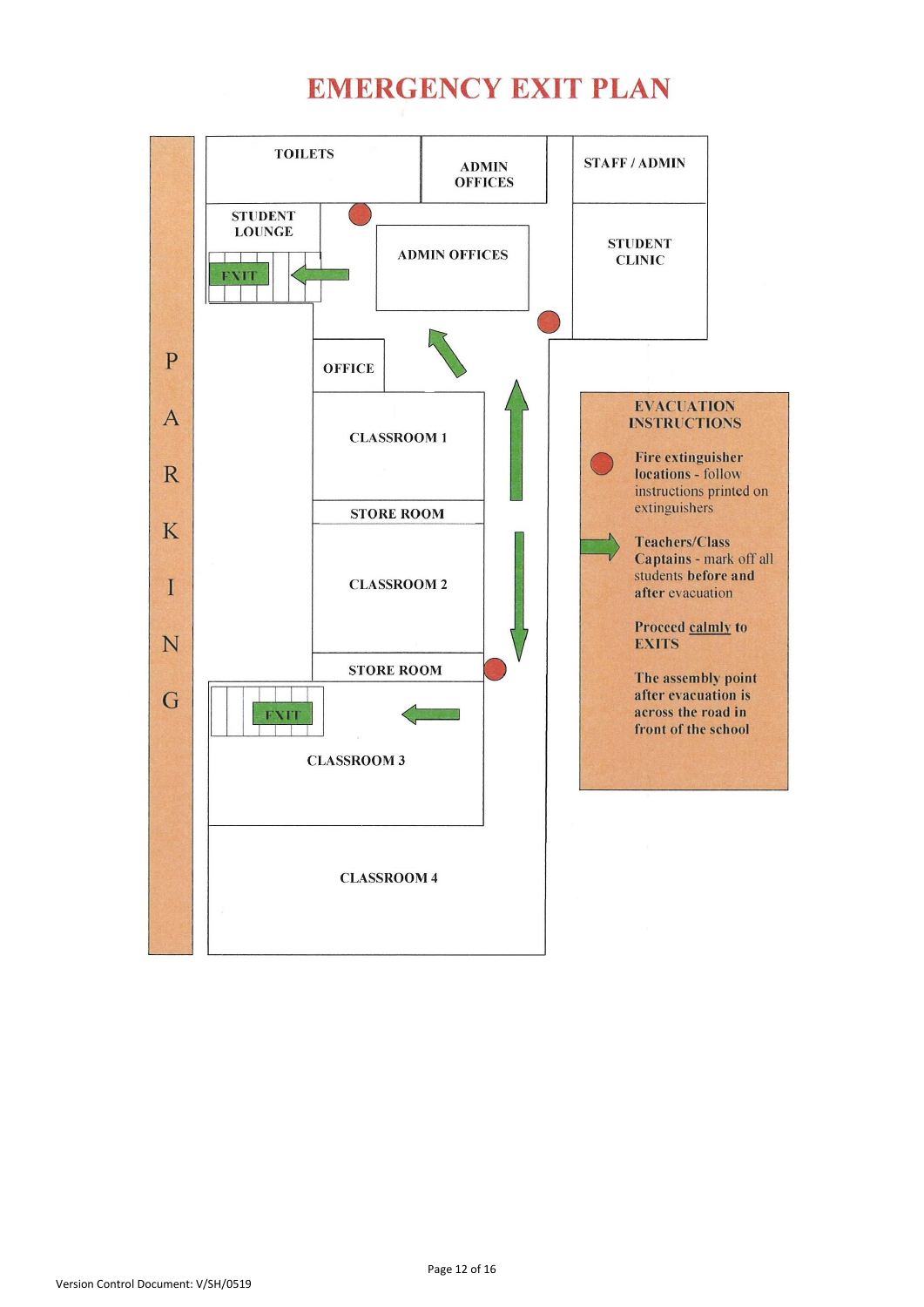# EMERGENCY EXIT PLAN

TOILETS

ADMIN OFFICES

STAFF / ADMIN

STUDENT LOUNGE

EXIT

ADMIN OFFICES

STUDENT CLINIC

OFFICE

CLASSROOM 1

STORE ROOM

CLASSROOM 2

STORE ROOM

EXIT

CLASSROOM 3

CLASSROOM 4

PARKING

**EVACUATION INSTRUCTIONS**

**Fire extinguisher locations** - follow instructions printed on extinguishers

**Teachers/Class Captains** - mark off all students **before and after** evacuation

**Proceed calmly to EXITS**

**The assembly point after evacuation is across the road in front of the school**

Version Control Document: V/SH/0519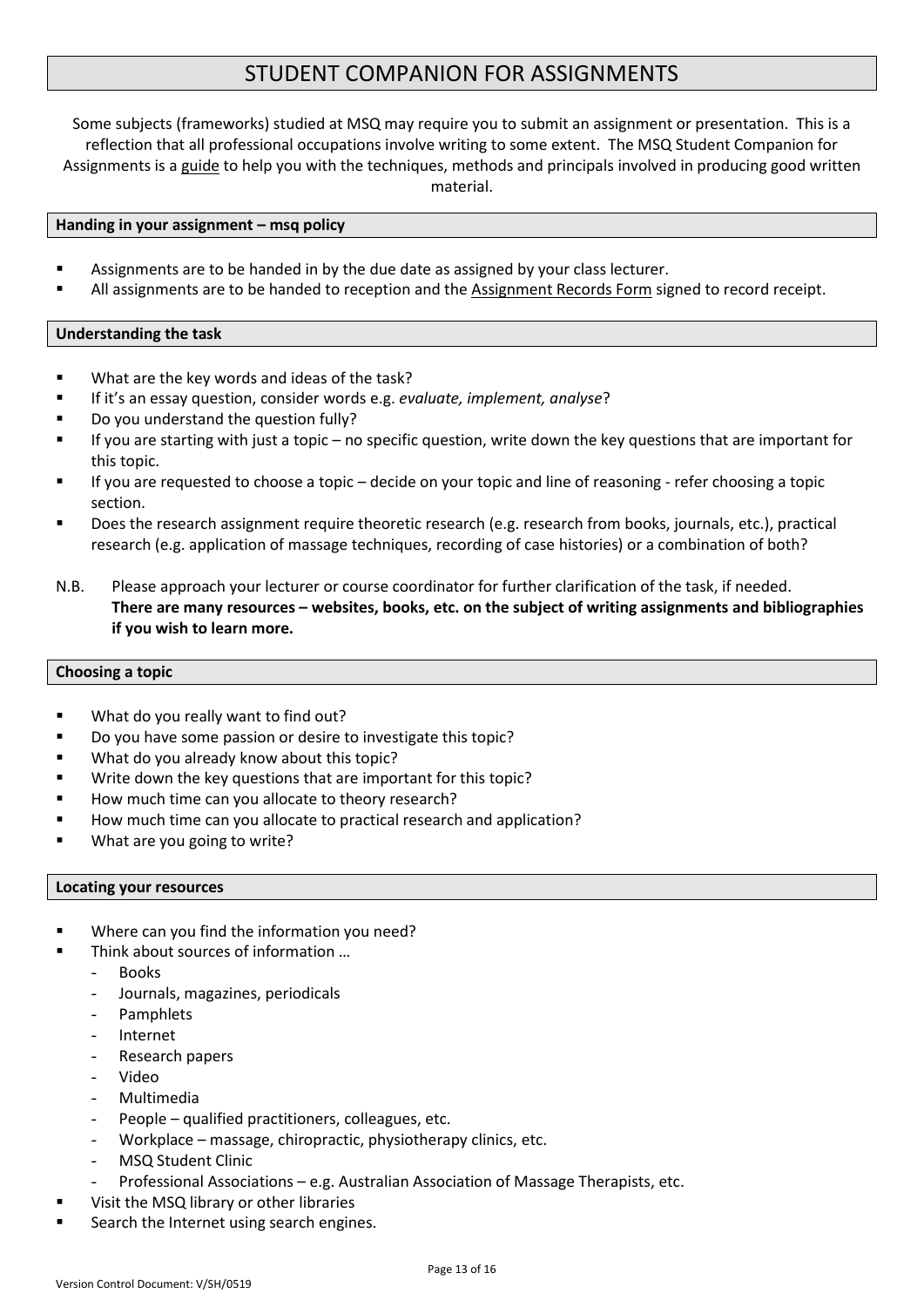# STUDENT COMPANION FOR ASSIGNMENTS

Some subjects (frameworks) studied at MSQ may require you to submit an assignment or presentation. This is a reflection that all professional occupations involve writing to some extent. The MSQ Student Companion for Assignments is a guide to help you with the techniques, methods and principals involved in producing good written material.

## Handing in your assignment – msq policy

- Assignments are to be handed in by the due date as assigned by your class lecturer.
- All assignments are to be handed to reception and the Assignment Records Form signed to record receipt.

## Understanding the task

- What are the key words and ideas of the task?
- If it's an essay question, consider words e.g. *evaluate, implement, analyse*?
- Do you understand the question fully?
- If you are starting with just a topic – no specific question, write down the key questions that are important for this topic.
- If you are requested to choose a topic – decide on your topic and line of reasoning - refer choosing a topic section.
- Does the research assignment require theoretic research (e.g. research from books, journals, etc.), practical research (e.g. application of massage techniques, recording of case histories) or a combination of both?

N.B. Please approach your lecturer or course coordinator for further clarification of the task, if needed. **There are many resources – websites, books, etc. on the subject of writing assignments and bibliographies if you wish to learn more.**

## Choosing a topic

- What do you really want to find out?
- Do you have some passion or desire to investigate this topic?
- What do you already know about this topic?
- Write down the key questions that are important for this topic?
- How much time can you allocate to theory research?
- How much time can you allocate to practical research and application?
- What are you going to write?

## Locating your resources

- Where can you find the information you need?
- Think about sources of information …
  - Books
  - Journals, magazines, periodicals
  - Pamphlets
  - Internet
  - Research papers
  - Video
  - Multimedia
  - People – qualified practitioners, colleagues, etc.
  - Workplace – massage, chiropractic, physiotherapy clinics, etc.
  - MSQ Student Clinic
  - Professional Associations – e.g. Australian Association of Massage Therapists, etc.
- Visit the MSQ library or other libraries
- Search the Internet using search engines.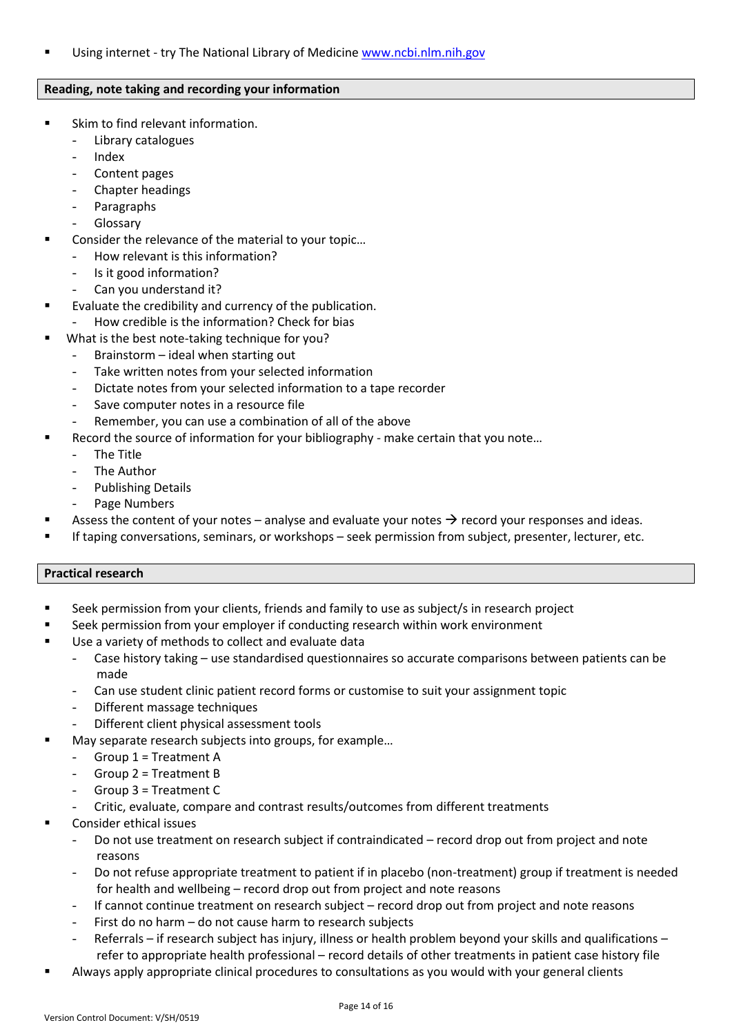- Using internet - try The National Library of Medicine [www.ncbi.nlm.nih.gov](http://www.ncbi.nlm.nih.gov)

## Reading, note taking and recording your information

- Skim to find relevant information.
  - Library catalogues
  - Index
  - Content pages
  - Chapter headings
  - Paragraphs
  - Glossary
- Consider the relevance of the material to your topic…
  - How relevant is this information?
  - Is it good information?
  - Can you understand it?
- Evaluate the credibility and currency of the publication.
  - How credible is the information? Check for bias
- What is the best note-taking technique for you?
  - Brainstorm – ideal when starting out
  - Take written notes from your selected information
  - Dictate notes from your selected information to a tape recorder
  - Save computer notes in a resource file
  - Remember, you can use a combination of all of the above
- Record the source of information for your bibliography - make certain that you note…
  - The Title
  - The Author
  - Publishing Details
  - Page Numbers
- Assess the content of your notes – analyse and evaluate your notes → record your responses and ideas.
- If taping conversations, seminars, or workshops – seek permission from subject, presenter, lecturer, etc.

## Practical research

- Seek permission from your clients, friends and family to use as subject/s in research project
- Seek permission from your employer if conducting research within work environment
- Use a variety of methods to collect and evaluate data
  - Case history taking – use standardised questionnaires so accurate comparisons between patients can be made
  - Can use student clinic patient record forms or customise to suit your assignment topic
  - Different massage techniques
  - Different client physical assessment tools
- May separate research subjects into groups, for example…
  - Group 1 = Treatment A
  - Group 2 = Treatment B
  - Group 3 = Treatment C
  - Critic, evaluate, compare and contrast results/outcomes from different treatments
- Consider ethical issues
  - Do not use treatment on research subject if contraindicated – record drop out from project and note reasons
  - Do not refuse appropriate treatment to patient if in placebo (non-treatment) group if treatment is needed for health and wellbeing – record drop out from project and note reasons
  - If cannot continue treatment on research subject – record drop out from project and note reasons
  - First do no harm – do not cause harm to research subjects
  - Referrals – if research subject has injury, illness or health problem beyond your skills and qualifications – refer to appropriate health professional – record details of other treatments in patient case history file
- Always apply appropriate clinical procedures to consultations as you would with your general clients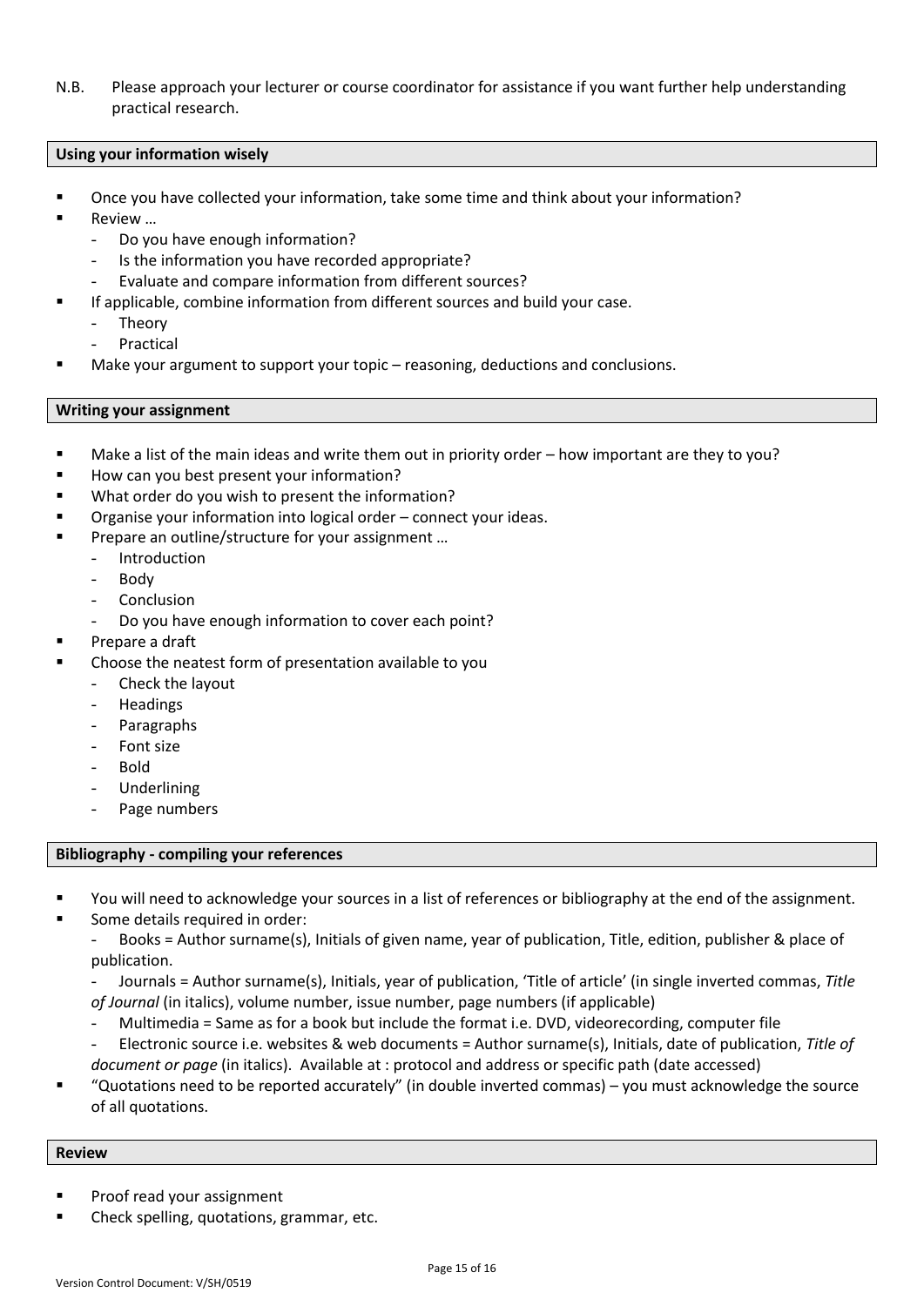N.B. Please approach your lecturer or course coordinator for assistance if you want further help understanding practical research.

## Using your information wisely

- Once you have collected your information, take some time and think about your information?
- Review …
  - Do you have enough information?
  - Is the information you have recorded appropriate?
  - Evaluate and compare information from different sources?
- If applicable, combine information from different sources and build your case.
  - Theory
  - Practical
- Make your argument to support your topic – reasoning, deductions and conclusions.

## Writing your assignment

- Make a list of the main ideas and write them out in priority order – how important are they to you?
- How can you best present your information?
- What order do you wish to present the information?
- Organise your information into logical order – connect your ideas.
- Prepare an outline/structure for your assignment …
  - Introduction
  - Body
  - Conclusion
  - Do you have enough information to cover each point?
- Prepare a draft
- Choose the neatest form of presentation available to you
  - Check the layout
  - Headings
  - Paragraphs
  - Font size
  - Bold
  - Underlining
  - Page numbers

## Bibliography - compiling your references

- You will need to acknowledge your sources in a list of references or bibliography at the end of the assignment.
- Some details required in order:
  - Books = Author surname(s), Initials of given name, year of publication, Title, edition, publisher & place of publication.
  - Journals = Author surname(s), Initials, year of publication, 'Title of article' (in single inverted commas, *Title of Journal* (in italics), volume number, issue number, page numbers (if applicable)
  - Multimedia = Same as for a book but include the format i.e. DVD, videorecording, computer file
  - Electronic source i.e. websites & web documents = Author surname(s), Initials, date of publication, *Title of document or page* (in italics). Available at : protocol and address or specific path (date accessed)
- "Quotations need to be reported accurately" (in double inverted commas) – you must acknowledge the source of all quotations.

## Review

- Proof read your assignment
- Check spelling, quotations, grammar, etc.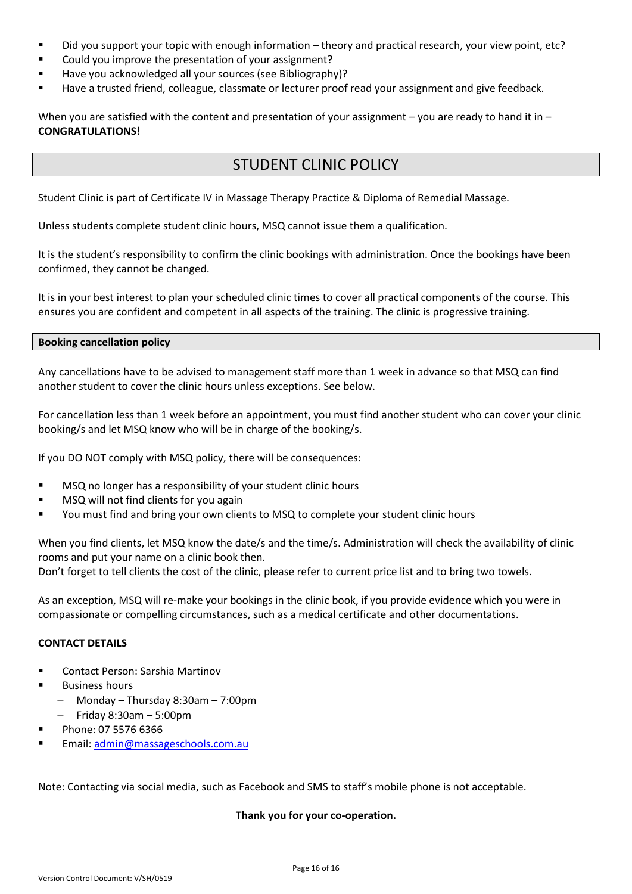- Did you support your topic with enough information – theory and practical research, your view point, etc?
- Could you improve the presentation of your assignment?
- Have you acknowledged all your sources (see Bibliography)?
- Have a trusted friend, colleague, classmate or lecturer proof read your assignment and give feedback.

When you are satisfied with the content and presentation of your assignment – you are ready to hand it in – **CONGRATULATIONS!**

# STUDENT CLINIC POLICY

Student Clinic is part of Certificate IV in Massage Therapy Practice & Diploma of Remedial Massage.

Unless students complete student clinic hours, MSQ cannot issue them a qualification.

It is the student's responsibility to confirm the clinic bookings with administration. Once the bookings have been confirmed, they cannot be changed.

It is in your best interest to plan your scheduled clinic times to cover all practical components of the course. This ensures you are confident and competent in all aspects of the training. The clinic is progressive training.

## Booking cancellation policy

Any cancellations have to be advised to management staff more than 1 week in advance so that MSQ can find another student to cover the clinic hours unless exceptions. See below.

For cancellation less than 1 week before an appointment, you must find another student who can cover your clinic booking/s and let MSQ know who will be in charge of the booking/s.

If you DO NOT comply with MSQ policy, there will be consequences:

- MSQ no longer has a responsibility of your student clinic hours
- MSQ will not find clients for you again
- You must find and bring your own clients to MSQ to complete your student clinic hours

When you find clients, let MSQ know the date/s and the time/s. Administration will check the availability of clinic rooms and put your name on a clinic book then.
Don't forget to tell clients the cost of the clinic, please refer to current price list and to bring two towels.

As an exception, MSQ will re-make your bookings in the clinic book, if you provide evidence which you were in compassionate or compelling circumstances, such as a medical certificate and other documentations.

**CONTACT DETAILS**

- Contact Person: Sarshia Martinov
- Business hours
  - Monday – Thursday 8:30am – 7:00pm
  - Friday 8:30am – 5:00pm
- Phone: 07 5576 6366
- Email: admin@massageschools.com.au

Note: Contacting via social media, such as Facebook and SMS to staff's mobile phone is not acceptable.

**Thank you for your co-operation.**

Version Control Document: V/SH/0519